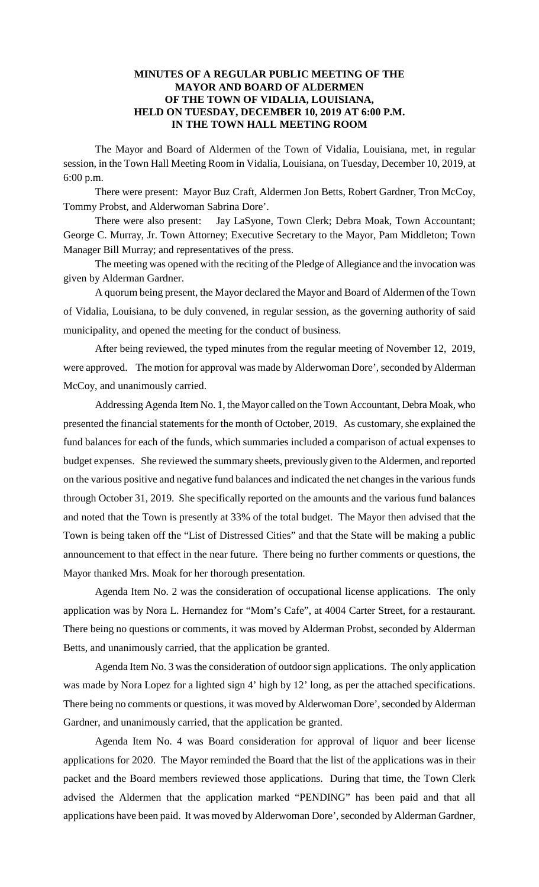**MINUTES OF A REGULAR PUBLIC MEETING OF THE MAYOR AND BOARD OF ALDERMEN OF THE TOWN OF VIDALIA, LOUISIANA, HELD ON TUESDAY, DECEMBER 10, 2019 AT 6:00 P.M. IN THE TOWN HALL MEETING ROOM**

The Mayor and Board of Aldermen of the Town of Vidalia, Louisiana, met, in regular session, in the Town Hall Meeting Room in Vidalia, Louisiana, on Tuesday, December 10, 2019, at 6:00 p.m.

There were present: Mayor Buz Craft, Aldermen Jon Betts, Robert Gardner, Tron McCoy, Tommy Probst, and Alderwoman Sabrina Dore'.

There were also present: Jay LaSyone, Town Clerk; Debra Moak, Town Accountant; George C. Murray, Jr. Town Attorney; Executive Secretary to the Mayor, Pam Middleton; Town Manager Bill Murray; and representatives of the press.

The meeting was opened with the reciting of the Pledge of Allegiance and the invocation was given by Alderman Gardner.

A quorum being present, the Mayor declared the Mayor and Board of Aldermen of the Town of Vidalia, Louisiana, to be duly convened, in regular session, as the governing authority of said municipality, and opened the meeting for the conduct of business.

After being reviewed, the typed minutes from the regular meeting of November 12, 2019, were approved. The motion for approval was made by Alderwoman Dore', seconded by Alderman McCoy, and unanimously carried.

Addressing Agenda Item No. 1, the Mayor called on the Town Accountant, Debra Moak, who presented the financial statements for the month of October, 2019. As customary, she explained the fund balances for each of the funds, which summaries included a comparison of actual expenses to budget expenses. She reviewed the summary sheets, previously given to the Aldermen, and reported on the various positive and negative fund balances and indicated the net changes in the various funds through October 31, 2019. She specifically reported on the amounts and the various fund balances and noted that the Town is presently at 33% of the total budget. The Mayor then advised that the Town is being taken off the "List of Distressed Cities" and that the State will be making a public announcement to that effect in the near future. There being no further comments or questions, the Mayor thanked Mrs. Moak for her thorough presentation.

Agenda Item No. 2 was the consideration of occupational license applications. The only application was by Nora L. Hernandez for "Mom's Cafe", at 4004 Carter Street, for a restaurant. There being no questions or comments, it was moved by Alderman Probst, seconded by Alderman Betts, and unanimously carried, that the application be granted.

Agenda Item No. 3 was the consideration of outdoor sign applications. The only application was made by Nora Lopez for a lighted sign 4' high by 12' long, as per the attached specifications. There being no comments or questions, it was moved by Alderwoman Dore', seconded by Alderman Gardner, and unanimously carried, that the application be granted.

Agenda Item No. 4 was Board consideration for approval of liquor and beer license applications for 2020. The Mayor reminded the Board that the list of the applications was in their packet and the Board members reviewed those applications. During that time, the Town Clerk advised the Aldermen that the application marked "PENDING" has been paid and that all applications have been paid. It was moved by Alderwoman Dore', seconded by Alderman Gardner,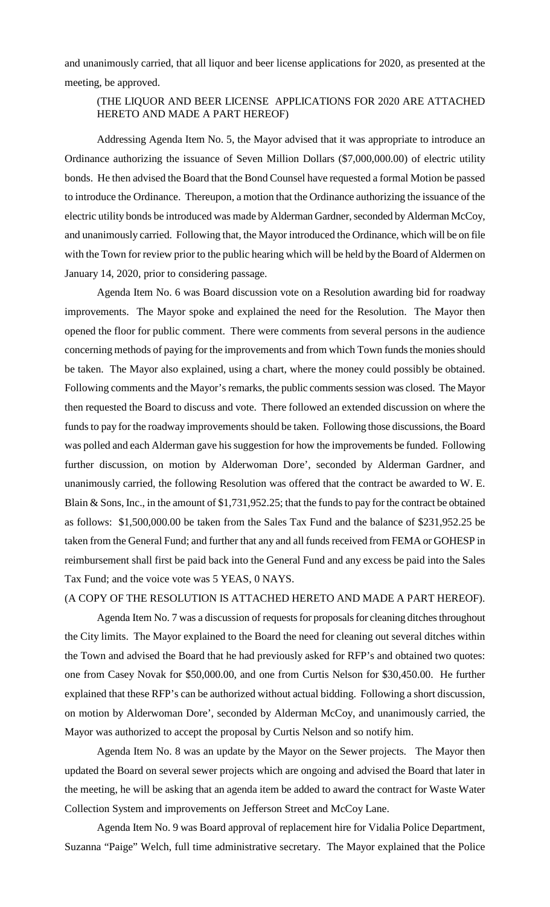and unanimously carried, that all liquor and beer license applications for 2020, as presented at the meeting, be approved.

(THE LIQUOR AND BEER LICENSE APPLICATIONS FOR 2020 ARE ATTACHED HERETO AND MADE A PART HEREOF)

Addressing Agenda Item No. 5, the Mayor advised that it was appropriate to introduce an Ordinance authorizing the issuance of Seven Million Dollars ($7,000,000.00) of electric utility bonds. He then advised the Board that the Bond Counsel have requested a formal Motion be passed to introduce the Ordinance. Thereupon, a motion that the Ordinance authorizing the issuance of the electric utility bonds be introduced was made by Alderman Gardner, seconded by Alderman McCoy, and unanimously carried. Following that, the Mayor introduced the Ordinance, which will be on file with the Town for review prior to the public hearing which will be held by the Board of Aldermen on January 14, 2020, prior to considering passage.

Agenda Item No. 6 was Board discussion vote on a Resolution awarding bid for roadway improvements. The Mayor spoke and explained the need for the Resolution. The Mayor then opened the floor for public comment. There were comments from several persons in the audience concerning methods of paying for the improvements and from which Town funds the monies should be taken. The Mayor also explained, using a chart, where the money could possibly be obtained. Following comments and the Mayor's remarks, the public comments session was closed. The Mayor then requested the Board to discuss and vote. There followed an extended discussion on where the funds to pay for the roadway improvements should be taken. Following those discussions, the Board was polled and each Alderman gave his suggestion for how the improvements be funded. Following further discussion, on motion by Alderwoman Dore', seconded by Alderman Gardner, and unanimously carried, the following Resolution was offered that the contract be awarded to W. E. Blain & Sons, Inc., in the amount of $1,731,952.25; that the funds to pay for the contract be obtained as follows: $1,500,000.00 be taken from the Sales Tax Fund and the balance of $231,952.25 be taken from the General Fund; and further that any and all funds received from FEMA or GOHESP in reimbursement shall first be paid back into the General Fund and any excess be paid into the Sales Tax Fund; and the voice vote was 5 YEAS, 0 NAYS.

(A COPY OF THE RESOLUTION IS ATTACHED HERETO AND MADE A PART HEREOF).

Agenda Item No. 7 was a discussion of requests for proposals for cleaning ditches throughout the City limits. The Mayor explained to the Board the need for cleaning out several ditches within the Town and advised the Board that he had previously asked for RFP's and obtained two quotes: one from Casey Novak for $50,000.00, and one from Curtis Nelson for $30,450.00. He further explained that these RFP's can be authorized without actual bidding. Following a short discussion, on motion by Alderwoman Dore', seconded by Alderman McCoy, and unanimously carried, the Mayor was authorized to accept the proposal by Curtis Nelson and so notify him.

Agenda Item No. 8 was an update by the Mayor on the Sewer projects. The Mayor then updated the Board on several sewer projects which are ongoing and advised the Board that later in the meeting, he will be asking that an agenda item be added to award the contract for Waste Water Collection System and improvements on Jefferson Street and McCoy Lane.

Agenda Item No. 9 was Board approval of replacement hire for Vidalia Police Department, Suzanna "Paige" Welch, full time administrative secretary. The Mayor explained that the Police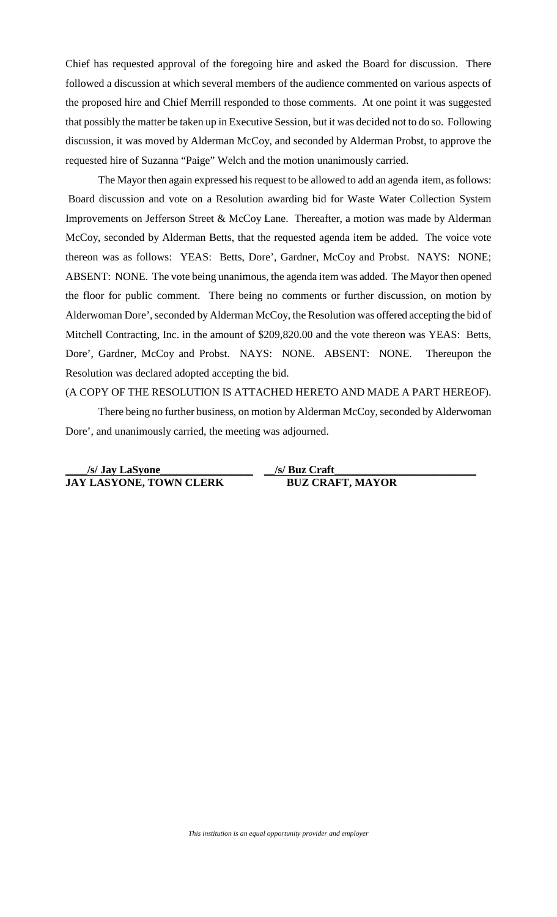Chief has requested approval of the foregoing hire and asked the Board for discussion. There followed a discussion at which several members of the audience commented on various aspects of the proposed hire and Chief Merrill responded to those comments. At one point it was suggested that possibly the matter be taken up in Executive Session, but it was decided not to do so. Following discussion, it was moved by Alderman McCoy, and seconded by Alderman Probst, to approve the requested hire of Suzanna "Paige" Welch and the motion unanimously carried.

The Mayor then again expressed his request to be allowed to add an agenda item, as follows: Board discussion and vote on a Resolution awarding bid for Waste Water Collection System Improvements on Jefferson Street & McCoy Lane. Thereafter, a motion was made by Alderman McCoy, seconded by Alderman Betts, that the requested agenda item be added. The voice vote thereon was as follows: YEAS: Betts, Dore', Gardner, McCoy and Probst. NAYS: NONE; ABSENT: NONE. The vote being unanimous, the agenda item was added. The Mayor then opened the floor for public comment. There being no comments or further discussion, on motion by Alderwoman Dore', seconded by Alderman McCoy, the Resolution was offered accepting the bid of Mitchell Contracting, Inc. in the amount of $209,820.00 and the vote thereon was YEAS: Betts, Dore', Gardner, McCoy and Probst. NAYS: NONE. ABSENT: NONE. Thereupon the Resolution was declared adopted accepting the bid.

(A COPY OF THE RESOLUTION IS ATTACHED HERETO AND MADE A PART HEREOF).

There being no further business, on motion by Alderman McCoy, seconded by Alderwoman Dore', and unanimously carried, the meeting was adjourned.

**/s/ Jay LaSyone** &nbsp;&nbsp;&nbsp;&nbsp;&nbsp;&nbsp;&nbsp;&nbsp; **/s/ Buz Craft**

**JAY LASYONE, TOWN CLERK** &nbsp;&nbsp;&nbsp;&nbsp;&nbsp;&nbsp;&nbsp;&nbsp; **BUZ CRAFT, MAYOR**

*This institution is an equal opportunity provider and employer*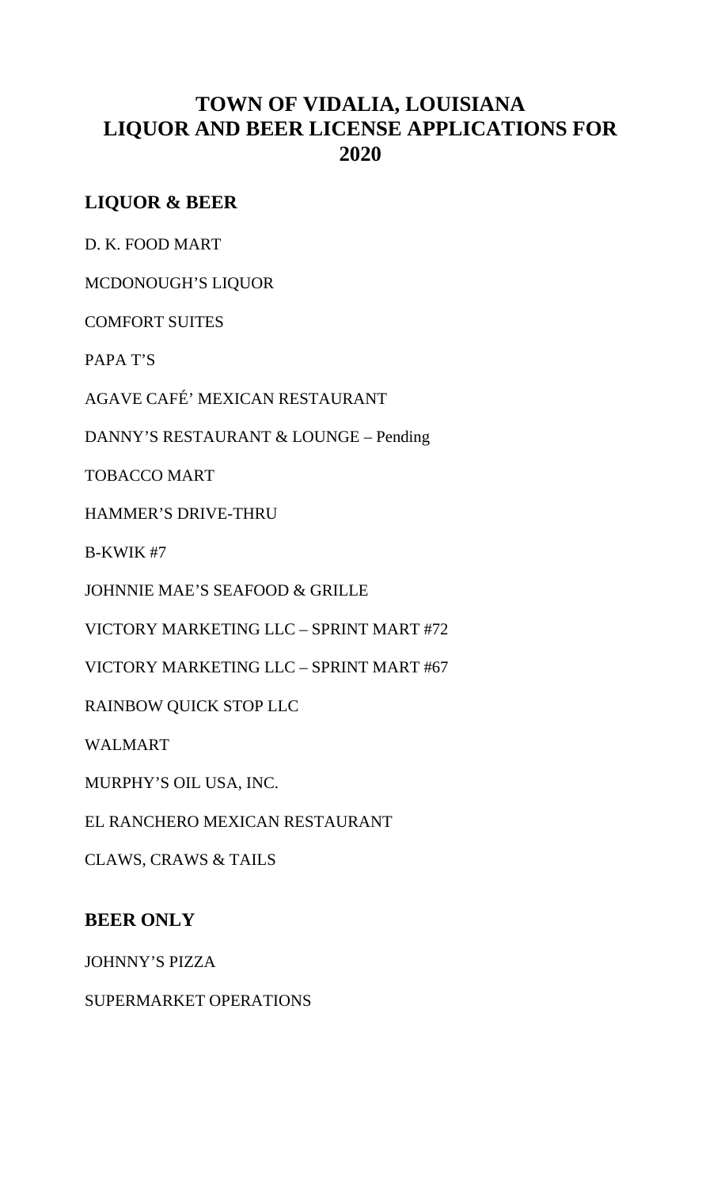# TOWN OF VIDALIA, LOUISIANA
# LIQUOR AND BEER LICENSE APPLICATIONS FOR 2020

## LIQUOR & BEER

D. K. FOOD MART

MCDONOUGH'S LIQUOR

COMFORT SUITES

PAPA T'S

AGAVE CAFÉ' MEXICAN RESTAURANT

DANNY'S RESTAURANT & LOUNGE – Pending

TOBACCO MART

HAMMER'S DRIVE-THRU

B-KWIK #7

JOHNNIE MAE'S SEAFOOD & GRILLE

VICTORY MARKETING LLC – SPRINT MART #72

VICTORY MARKETING LLC – SPRINT MART #67

RAINBOW QUICK STOP LLC

WALMART

MURPHY'S OIL USA, INC.

EL RANCHERO MEXICAN RESTAURANT

CLAWS, CRAWS & TAILS

## BEER ONLY

JOHNNY'S PIZZA

SUPERMARKET OPERATIONS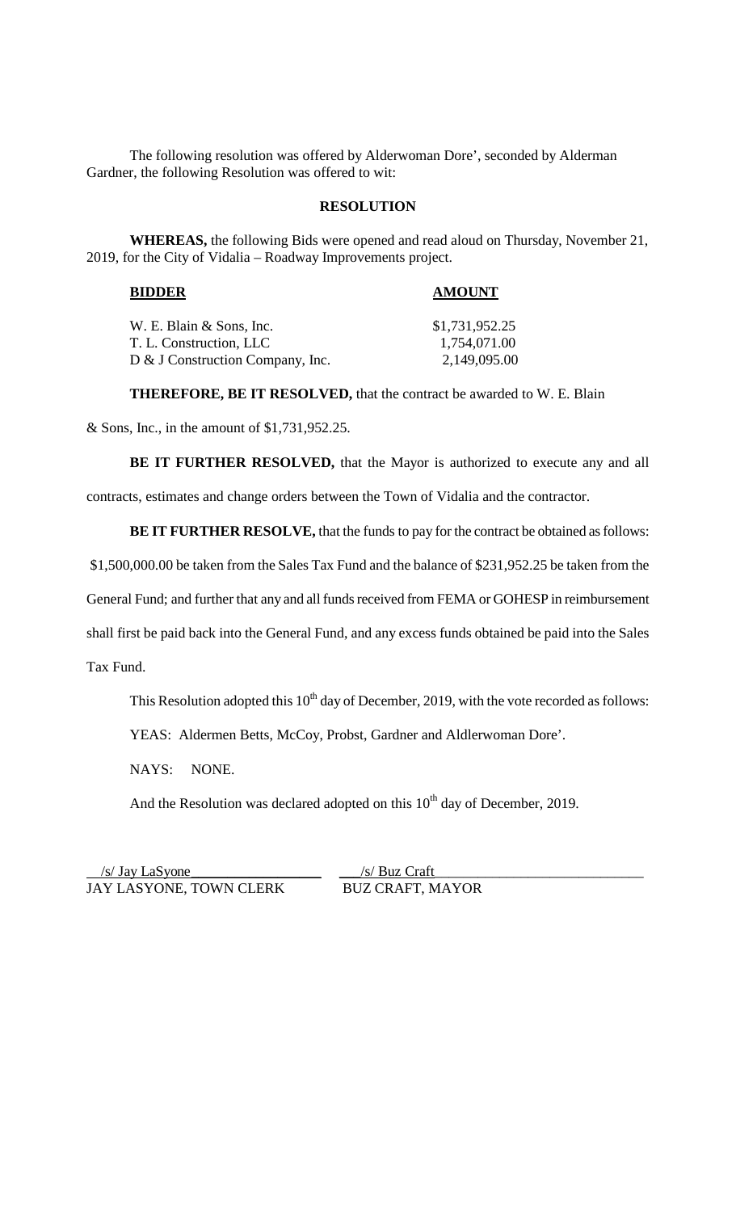The following resolution was offered by Alderwoman Dore', seconded by Alderman Gardner, the following Resolution was offered to wit:

**RESOLUTION**

**WHEREAS,** the following Bids were opened and read aloud on Thursday, November 21, 2019, for the City of Vidalia – Roadway Improvements project.

| **BIDDER** | **AMOUNT** |
| --- | --- |
| W. E. Blain & Sons, Inc. | $1,731,952.25 |
| T. L. Construction, LLC | 1,754,071.00 |
| D & J Construction Company, Inc. | 2,149,095.00 |

**THEREFORE, BE IT RESOLVED,** that the contract be awarded to W. E. Blain & Sons, Inc., in the amount of $1,731,952.25.

**BE IT FURTHER RESOLVED,** that the Mayor is authorized to execute any and all contracts, estimates and change orders between the Town of Vidalia and the contractor.

**BE IT FURTHER RESOLVE,** that the funds to pay for the contract be obtained as follows: $1,500,000.00 be taken from the Sales Tax Fund and the balance of $231,952.25 be taken from the General Fund; and further that any and all funds received from FEMA or GOHESP in reimbursement shall first be paid back into the General Fund, and any excess funds obtained be paid into the Sales Tax Fund.

This Resolution adopted this 10th day of December, 2019, with the vote recorded as follows:

YEAS: Aldermen Betts, McCoy, Probst, Gardner and Aldlerwoman Dore'.

NAYS: NONE.

And the Resolution was declared adopted on this 10th day of December, 2019.

/s/ Jay LaSyone
JAY LASYONE, TOWN CLERK

/s/ Buz Craft
BUZ CRAFT, MAYOR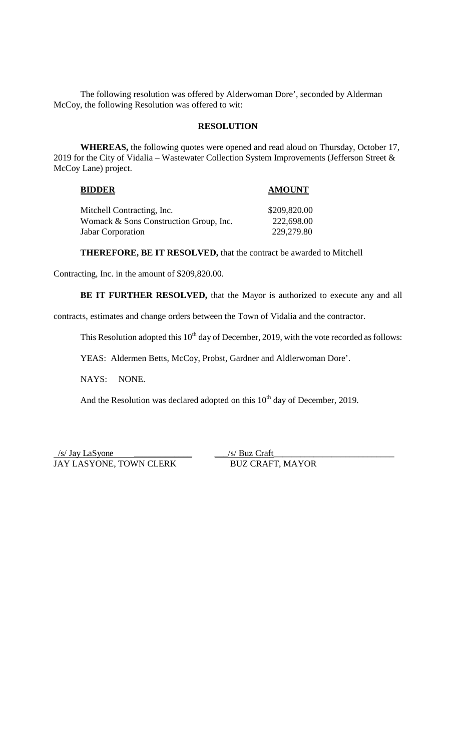The following resolution was offered by Alderwoman Dore', seconded by Alderman McCoy, the following Resolution was offered to wit:

**RESOLUTION**

**WHEREAS,** the following quotes were opened and read aloud on Thursday, October 17, 2019 for the City of Vidalia – Wastewater Collection System Improvements (Jefferson Street & McCoy Lane) project.

| **BIDDER** | **AMOUNT** |
|---|---|
| Mitchell Contracting, Inc. | $209,820.00 |
| Womack & Sons Construction Group, Inc. | 222,698.00 |
| Jabar Corporation | 229,279.80 |

**THEREFORE, BE IT RESOLVED,** that the contract be awarded to Mitchell Contracting, Inc. in the amount of $209,820.00.

**BE IT FURTHER RESOLVED,** that the Mayor is authorized to execute any and all contracts, estimates and change orders between the Town of Vidalia and the contractor.

This Resolution adopted this 10th day of December, 2019, with the vote recorded as follows:

YEAS: Aldermen Betts, McCoy, Probst, Gardner and Aldlerwoman Dore'.

NAYS: NONE.

And the Resolution was declared adopted on this 10th day of December, 2019.

/s/ Jay LaSyone
JAY LASYONE, TOWN CLERK

/s/ Buz Craft
BUZ CRAFT, MAYOR